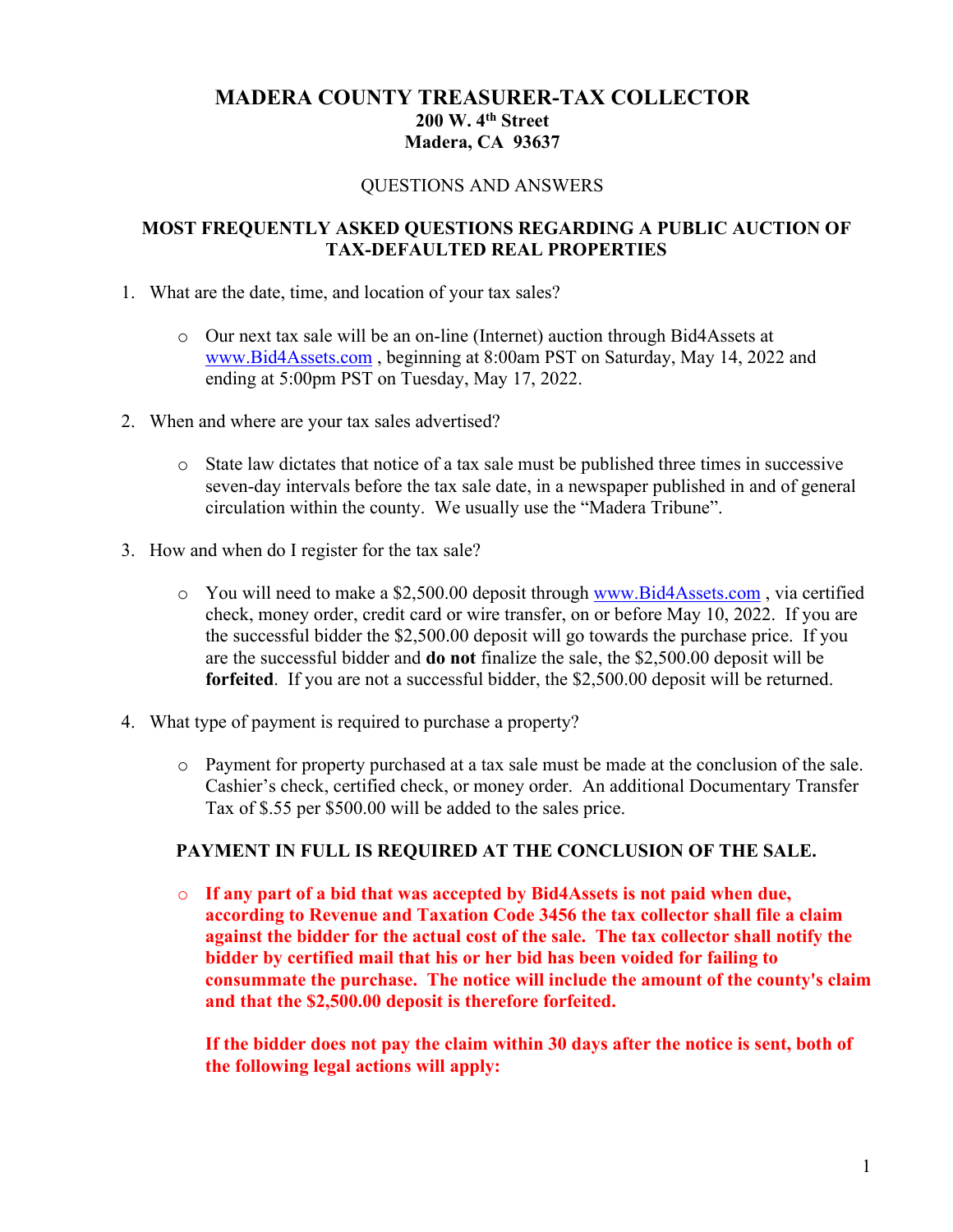# MADERA COUNTY TREASURER-TAX COLLECTOR

**200 W. 4th Street**
**Madera, CA 93637**

QUESTIONS AND ANSWERS

## MOST FREQUENTLY ASKED QUESTIONS REGARDING A PUBLIC AUCTION OF TAX-DEFAULTED REAL PROPERTIES

1. What are the date, time, and location of your tax sales?

   - Our next tax sale will be an on-line (Internet) auction through Bid4Assets at www.Bid4Assets.com , beginning at 8:00am PST on Saturday, May 14, 2022 and ending at 5:00pm PST on Tuesday, May 17, 2022.

2. When and where are your tax sales advertised?

   - State law dictates that notice of a tax sale must be published three times in successive seven-day intervals before the tax sale date, in a newspaper published in and of general circulation within the county. We usually use the "Madera Tribune".

3. How and when do I register for the tax sale?

   - You will need to make a $2,500.00 deposit through www.Bid4Assets.com , via certified check, money order, credit card or wire transfer, on or before May 10, 2022. If you are the successful bidder the $2,500.00 deposit will go towards the purchase price. If you are the successful bidder and **do not** finalize the sale, the $2,500.00 deposit will be **forfeited**. If you are not a successful bidder, the $2,500.00 deposit will be returned.

4. What type of payment is required to purchase a property?

   - Payment for property purchased at a tax sale must be made at the conclusion of the sale. Cashier's check, certified check, or money order. An additional Documentary Transfer Tax of $.55 per $500.00 will be added to the sales price.

   **PAYMENT IN FULL IS REQUIRED AT THE CONCLUSION OF THE SALE.**

   - **If any part of a bid that was accepted by Bid4Assets is not paid when due, according to Revenue and Taxation Code 3456 the tax collector shall file a claim against the bidder for the actual cost of the sale. The tax collector shall notify the bidder by certified mail that his or her bid has been voided for failing to consummate the purchase. The notice will include the amount of the county's claim and that the $2,500.00 deposit is therefore forfeited.**

     **If the bidder does not pay the claim within 30 days after the notice is sent, both of the following legal actions will apply:**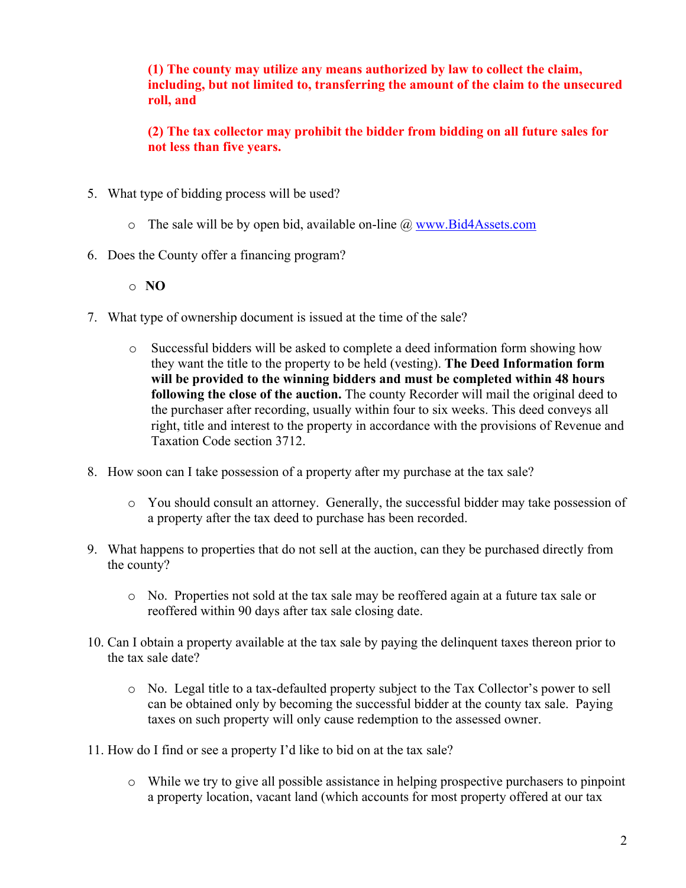**(1) The county may utilize any means authorized by law to collect the claim, including, but not limited to, transferring the amount of the claim to the unsecured roll, and**

**(2) The tax collector may prohibit the bidder from bidding on all future sales for not less than five years.**

5. What type of bidding process will be used?

   - The sale will be by open bid, available on-line @ [www.Bid4Assets.com](http://www.Bid4Assets.com)

6. Does the County offer a financing program?

   - **NO**

7. What type of ownership document is issued at the time of the sale?

   - Successful bidders will be asked to complete a deed information form showing how they want the title to the property to be held (vesting). **The Deed Information form will be provided to the winning bidders and must be completed within 48 hours following the close of the auction.** The county Recorder will mail the original deed to the purchaser after recording, usually within four to six weeks. This deed conveys all right, title and interest to the property in accordance with the provisions of Revenue and Taxation Code section 3712.

8. How soon can I take possession of a property after my purchase at the tax sale?

   - You should consult an attorney. Generally, the successful bidder may take possession of a property after the tax deed to purchase has been recorded.

9. What happens to properties that do not sell at the auction, can they be purchased directly from the county?

   - No. Properties not sold at the tax sale may be reoffered again at a future tax sale or reoffered within 90 days after tax sale closing date.

10. Can I obtain a property available at the tax sale by paying the delinquent taxes thereon prior to the tax sale date?

    - No. Legal title to a tax-defaulted property subject to the Tax Collector's power to sell can be obtained only by becoming the successful bidder at the county tax sale. Paying taxes on such property will only cause redemption to the assessed owner.

11. How do I find or see a property I'd like to bid on at the tax sale?

    - While we try to give all possible assistance in helping prospective purchasers to pinpoint a property location, vacant land (which accounts for most property offered at our tax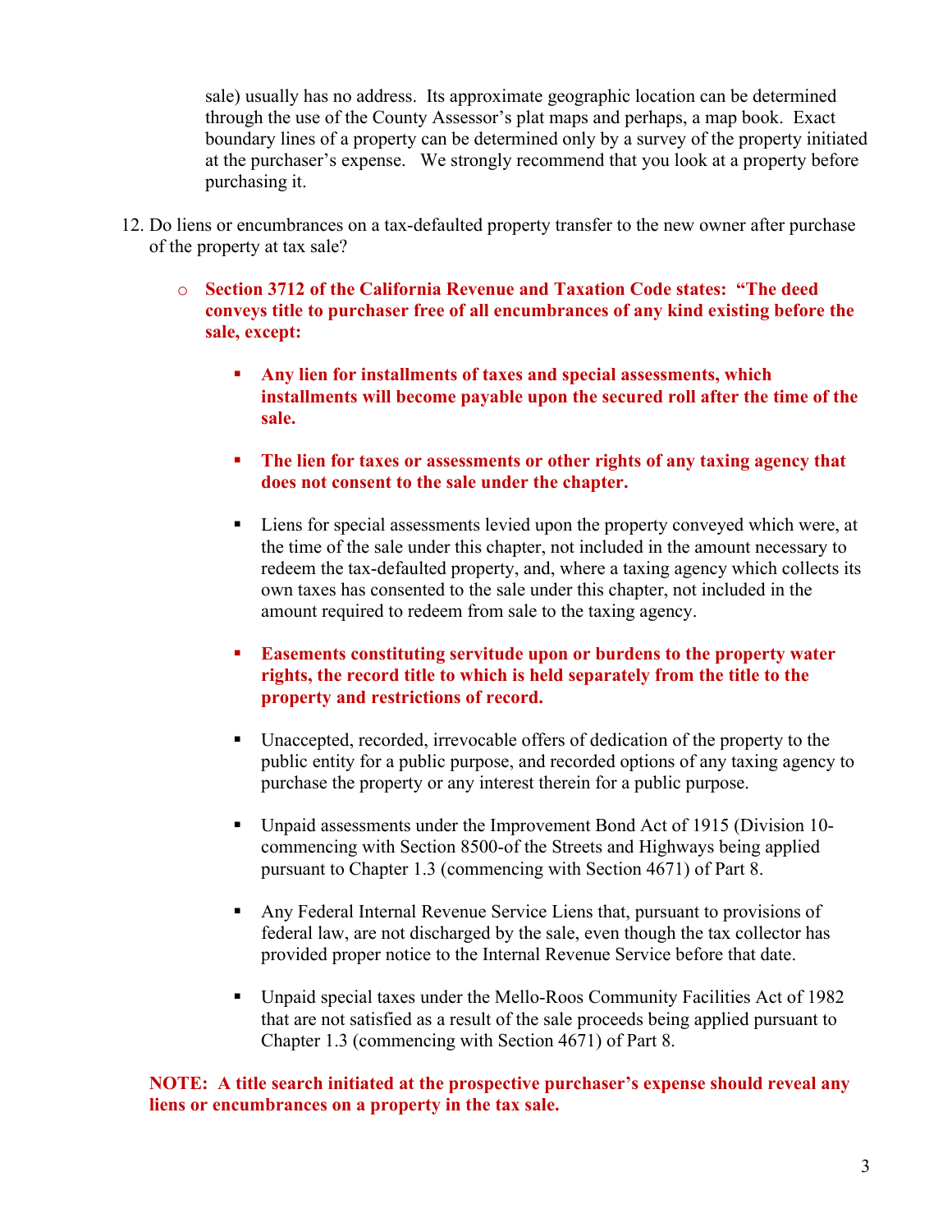sale) usually has no address. Its approximate geographic location can be determined through the use of the County Assessor's plat maps and perhaps, a map book. Exact boundary lines of a property can be determined only by a survey of the property initiated at the purchaser's expense. We strongly recommend that you look at a property before purchasing it.

12. Do liens or encumbrances on a tax-defaulted property transfer to the new owner after purchase of the property at tax sale?

    - **Section 3712 of the California Revenue and Taxation Code states: "The deed conveys title to purchaser free of all encumbrances of any kind existing before the sale, except:**

        - **Any lien for installments of taxes and special assessments, which installments will become payable upon the secured roll after the time of the sale.**

        - **The lien for taxes or assessments or other rights of any taxing agency that does not consent to the sale under the chapter.**

        - Liens for special assessments levied upon the property conveyed which were, at the time of the sale under this chapter, not included in the amount necessary to redeem the tax-defaulted property, and, where a taxing agency which collects its own taxes has consented to the sale under this chapter, not included in the amount required to redeem from sale to the taxing agency.

        - **Easements constituting servitude upon or burdens to the property water rights, the record title to which is held separately from the title to the property and restrictions of record.**

        - Unaccepted, recorded, irrevocable offers of dedication of the property to the public entity for a public purpose, and recorded options of any taxing agency to purchase the property or any interest therein for a public purpose.

        - Unpaid assessments under the Improvement Bond Act of 1915 (Division 10-commencing with Section 8500-of the Streets and Highways being applied pursuant to Chapter 1.3 (commencing with Section 4671) of Part 8.

        - Any Federal Internal Revenue Service Liens that, pursuant to provisions of federal law, are not discharged by the sale, even though the tax collector has provided proper notice to the Internal Revenue Service before that date.

        - Unpaid special taxes under the Mello-Roos Community Facilities Act of 1982 that are not satisfied as a result of the sale proceeds being applied pursuant to Chapter 1.3 (commencing with Section 4671) of Part 8.

**NOTE: A title search initiated at the prospective purchaser's expense should reveal any liens or encumbrances on a property in the tax sale.**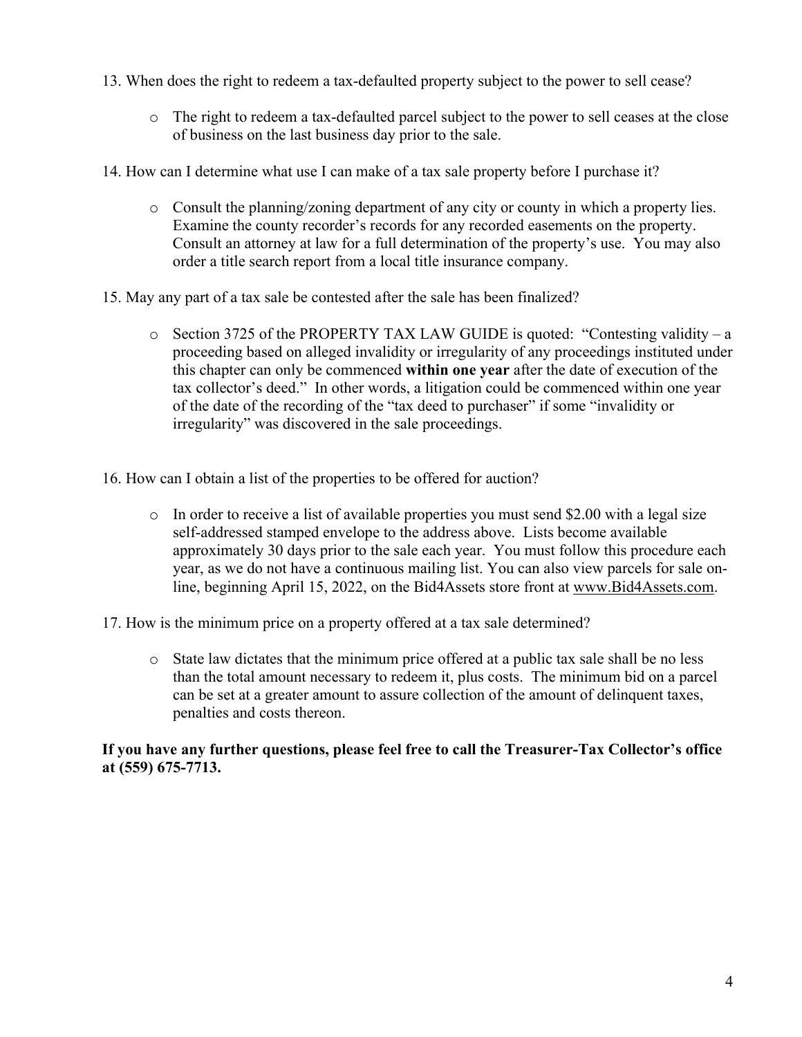13. When does the right to redeem a tax-defaulted property subject to the power to sell cease?

    - The right to redeem a tax-defaulted parcel subject to the power to sell ceases at the close of business on the last business day prior to the sale.

14. How can I determine what use I can make of a tax sale property before I purchase it?

    - Consult the planning/zoning department of any city or county in which a property lies. Examine the county recorder's records for any recorded easements on the property. Consult an attorney at law for a full determination of the property's use. You may also order a title search report from a local title insurance company.

15. May any part of a tax sale be contested after the sale has been finalized?

    - Section 3725 of the PROPERTY TAX LAW GUIDE is quoted: "Contesting validity – a proceeding based on alleged invalidity or irregularity of any proceedings instituted under this chapter can only be commenced **within one year** after the date of execution of the tax collector's deed." In other words, a litigation could be commenced within one year of the date of the recording of the "tax deed to purchaser" if some "invalidity or irregularity" was discovered in the sale proceedings.

16. How can I obtain a list of the properties to be offered for auction?

    - In order to receive a list of available properties you must send $2.00 with a legal size self-addressed stamped envelope to the address above. Lists become available approximately 30 days prior to the sale each year. You must follow this procedure each year, as we do not have a continuous mailing list. You can also view parcels for sale on-line, beginning April 15, 2022, on the Bid4Assets store front at www.Bid4Assets.com.

17. How is the minimum price on a property offered at a tax sale determined?

    - State law dictates that the minimum price offered at a public tax sale shall be no less than the total amount necessary to redeem it, plus costs. The minimum bid on a parcel can be set at a greater amount to assure collection of the amount of delinquent taxes, penalties and costs thereon.

**If you have any further questions, please feel free to call the Treasurer-Tax Collector's office at (559) 675-7713.**